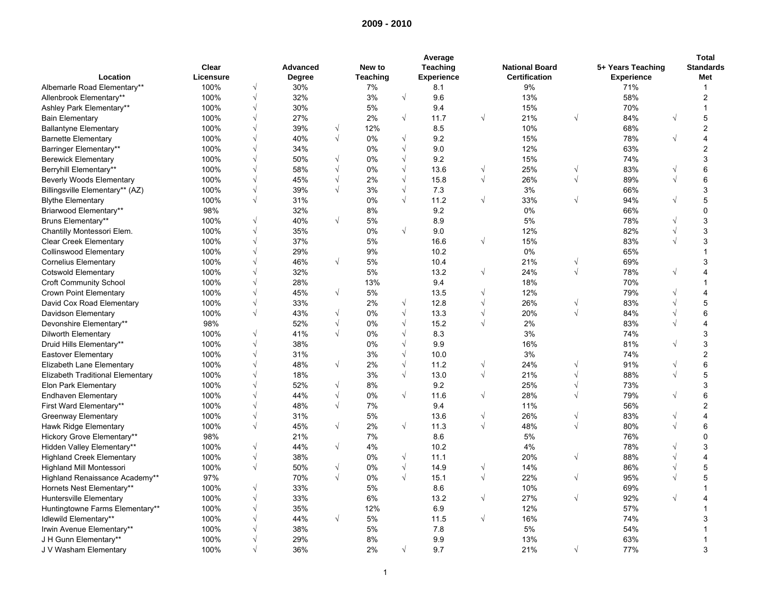# 2009 - 2010

| Location | Clear Licensure | | Advanced Degree | | New to Teaching | | Average Teaching Experience | | National Board Certification | | 5+ Years Teaching Experience | | Total Standards Met |
|---|---|---|---|---|---|---|---|---|---|---|---|---|---|
| Albemarle Road Elementary** | 100% | √ | 30% | | 7% | | 8.1 | | 9% | | 71% | | 1 |
| Allenbrook Elementary** | 100% | √ | 32% | | 3% | √ | 9.6 | | 13% | | 58% | | 2 |
| Ashley Park Elementary** | 100% | √ | 30% | | 5% | | 9.4 | | 15% | | 70% | | 1 |
| Bain Elementary | 100% | √ | 27% | | 2% | √ | 11.7 | √ | 21% | √ | 84% | √ | 5 |
| Ballantyne Elementary | 100% | √ | 39% | √ | 12% | | 8.5 | | 10% | | 68% | | 2 |
| Barnette Elementary | 100% | √ | 40% | √ | 0% | √ | 9.2 | | 15% | | 78% | √ | 4 |
| Barringer Elementary** | 100% | √ | 34% | | 0% | √ | 9.0 | | 12% | | 63% | | 2 |
| Berewick Elementary | 100% | √ | 50% | √ | 0% | √ | 9.2 | | 15% | | 74% | | 3 |
| Berryhill Elementary** | 100% | √ | 58% | √ | 0% | √ | 13.6 | √ | 25% | √ | 83% | √ | 6 |
| Beverly Woods Elementary | 100% | √ | 45% | √ | 2% | √ | 15.8 | √ | 26% | √ | 89% | √ | 6 |
| Billingsville Elementary** (AZ) | 100% | √ | 39% | √ | 3% | √ | 7.3 | | 3% | | 66% | | 3 |
| Blythe Elementary | 100% | √ | 31% | | 0% | √ | 11.2 | √ | 33% | √ | 94% | √ | 5 |
| Briarwood Elementary** | 98% | | 32% | | 8% | | 9.2 | | 0% | | 66% | | 0 |
| Bruns Elementary** | 100% | √ | 40% | √ | 5% | | 8.9 | | 5% | | 78% | √ | 3 |
| Chantilly Montessori Elem. | 100% | √ | 35% | | 0% | √ | 9.0 | | 12% | | 82% | √ | 3 |
| Clear Creek Elementary | 100% | √ | 37% | | 5% | | 16.6 | √ | 15% | | 83% | √ | 3 |
| Collinswood Elementary | 100% | √ | 29% | | 9% | | 10.2 | | 0% | | 65% | | 1 |
| Cornelius Elementary | 100% | √ | 46% | √ | 5% | | 10.4 | | 21% | √ | 69% | | 3 |
| Cotswold Elementary | 100% | √ | 32% | | 5% | | 13.2 | √ | 24% | √ | 78% | √ | 4 |
| Croft Community School | 100% | √ | 28% | | 13% | | 9.4 | | 18% | | 70% | | 1 |
| Crown Point Elementary | 100% | √ | 45% | √ | 5% | | 13.5 | √ | 12% | | 79% | √ | 4 |
| David Cox Road Elementary | 100% | √ | 33% | | 2% | √ | 12.8 | √ | 26% | √ | 83% | √ | 5 |
| Davidson Elementary | 100% | √ | 43% | √ | 0% | √ | 13.3 | √ | 20% | √ | 84% | √ | 6 |
| Devonshire Elementary** | 98% | | 52% | √ | 0% | √ | 15.2 | √ | 2% | | 83% | √ | 4 |
| Dilworth Elementary | 100% | √ | 41% | √ | 0% | √ | 8.3 | | 3% | | 74% | | 3 |
| Druid Hills Elementary** | 100% | √ | 38% | | 0% | √ | 9.9 | | 16% | | 81% | √ | 3 |
| Eastover Elementary | 100% | √ | 31% | | 3% | √ | 10.0 | | 3% | | 74% | | 2 |
| Elizabeth Lane Elementary | 100% | √ | 48% | √ | 2% | √ | 11.2 | √ | 24% | √ | 91% | √ | 6 |
| Elizabeth Traditional Elementary | 100% | √ | 18% | | 3% | √ | 13.0 | √ | 21% | √ | 88% | √ | 5 |
| Elon Park Elementary | 100% | √ | 52% | √ | 8% | | 9.2 | | 25% | √ | 73% | | 3 |
| Endhaven Elementary | 100% | √ | 44% | √ | 0% | √ | 11.6 | √ | 28% | √ | 79% | √ | 6 |
| First Ward Elementary** | 100% | √ | 48% | √ | 7% | | 9.4 | | 11% | | 56% | | 2 |
| Greenway Elementary | 100% | √ | 31% | | 5% | | 13.6 | √ | 26% | √ | 83% | √ | 4 |
| Hawk Ridge Elementary | 100% | √ | 45% | √ | 2% | √ | 11.3 | √ | 48% | √ | 80% | √ | 6 |
| Hickory Grove Elementary** | 98% | | 21% | | 7% | | 8.6 | | 5% | | 76% | | 0 |
| Hidden Valley Elementary** | 100% | √ | 44% | √ | 4% | | 10.2 | | 4% | | 78% | √ | 3 |
| Highland Creek Elementary | 100% | √ | 38% | | 0% | √ | 11.1 | | 20% | √ | 88% | √ | 4 |
| Highland Mill Montessori | 100% | √ | 50% | √ | 0% | √ | 14.9 | √ | 14% | | 86% | √ | 5 |
| Highland Renaissance Academy** | 97% | | 70% | √ | 0% | √ | 15.1 | √ | 22% | √ | 95% | √ | 5 |
| Hornets Nest Elementary** | 100% | √ | 33% | | 5% | | 8.6 | | 10% | | 69% | | 1 |
| Huntersville Elementary | 100% | √ | 33% | | 6% | | 13.2 | √ | 27% | √ | 92% | √ | 4 |
| Huntingtowne Farms Elementary** | 100% | √ | 35% | | 12% | | 6.9 | | 12% | | 57% | | 1 |
| Idlewild Elementary** | 100% | √ | 44% | √ | 5% | | 11.5 | √ | 16% | | 74% | | 3 |
| Irwin Avenue Elementary** | 100% | √ | 38% | | 5% | | 7.8 | | 5% | | 54% | | 1 |
| J H Gunn Elementary** | 100% | √ | 29% | | 8% | | 9.9 | | 13% | | 63% | | 1 |
| J V Washam Elementary | 100% | √ | 36% | | 2% | √ | 9.7 | | 21% | √ | 77% | | 3 |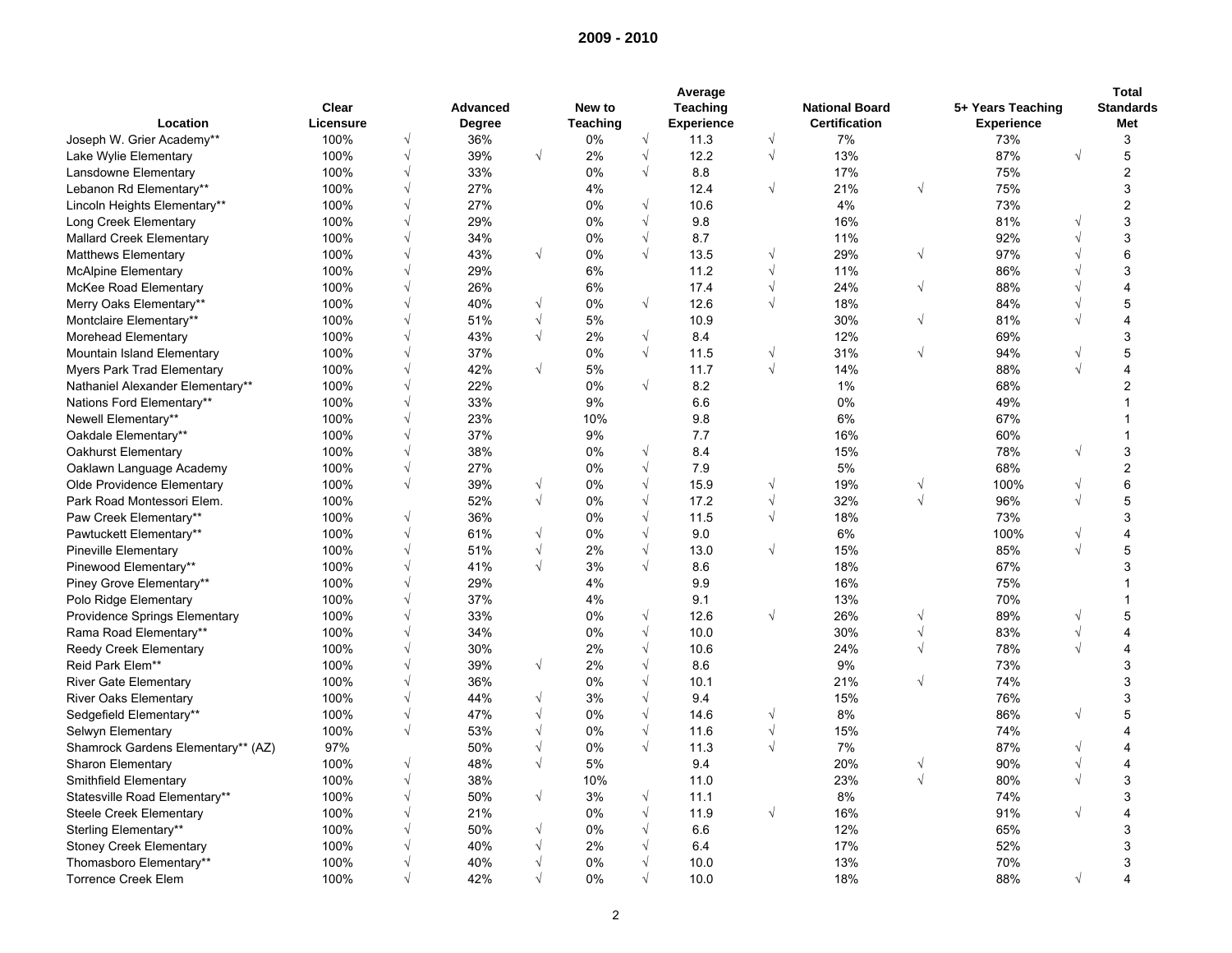## 2009 - 2010

| Location | Clear Licensure | | Advanced Degree | | New to Teaching | | Average Teaching Experience | | National Board Certification | | 5+ Years Teaching Experience | | Total Standards Met |
|---|---|---|---|---|---|---|---|---|---|---|---|---|---|
| Joseph W. Grier Academy** | 100% | √ | 36% | | 0% | √ | 11.3 | √ | 7% | | 73% | | 3 |
| Lake Wylie Elementary | 100% | √ | 39% | √ | 2% | √ | 12.2 | √ | 13% | | 87% | √ | 5 |
| Lansdowne Elementary | 100% | √ | 33% | | 0% | √ | 8.8 | | 17% | | 75% | | 2 |
| Lebanon Rd Elementary** | 100% | √ | 27% | | 4% | | 12.4 | √ | 21% | √ | 75% | | 3 |
| Lincoln Heights Elementary** | 100% | √ | 27% | | 0% | √ | 10.6 | | 4% | | 73% | | 2 |
| Long Creek Elementary | 100% | √ | 29% | | 0% | √ | 9.8 | | 16% | | 81% | √ | 3 |
| Mallard Creek Elementary | 100% | √ | 34% | | 0% | √ | 8.7 | | 11% | | 92% | √ | 3 |
| Matthews Elementary | 100% | √ | 43% | √ | 0% | √ | 13.5 | √ | 29% | √ | 97% | √ | 6 |
| McAlpine Elementary | 100% | √ | 29% | | 6% | | 11.2 | √ | 11% | | 86% | √ | 3 |
| McKee Road Elementary | 100% | √ | 26% | | 6% | | 17.4 | √ | 24% | √ | 88% | √ | 4 |
| Merry Oaks Elementary** | 100% | √ | 40% | √ | 0% | √ | 12.6 | √ | 18% | | 84% | √ | 5 |
| Montclaire Elementary** | 100% | √ | 51% | √ | 5% | | 10.9 | | 30% | √ | 81% | √ | 4 |
| Morehead Elementary | 100% | √ | 43% | √ | 2% | √ | 8.4 | | 12% | | 69% | | 3 |
| Mountain Island Elementary | 100% | √ | 37% | | 0% | √ | 11.5 | √ | 31% | √ | 94% | √ | 5 |
| Myers Park Trad Elementary | 100% | √ | 42% | √ | 5% | | 11.7 | √ | 14% | | 88% | √ | 4 |
| Nathaniel Alexander Elementary** | 100% | √ | 22% | | 0% | √ | 8.2 | | 1% | | 68% | | 2 |
| Nations Ford Elementary** | 100% | √ | 33% | | 9% | | 6.6 | | 0% | | 49% | | 1 |
| Newell Elementary** | 100% | √ | 23% | | 10% | | 9.8 | | 6% | | 67% | | 1 |
| Oakdale Elementary** | 100% | √ | 37% | | 9% | | 7.7 | | 16% | | 60% | | 1 |
| Oakhurst Elementary | 100% | √ | 38% | | 0% | √ | 8.4 | | 15% | | 78% | √ | 3 |
| Oaklawn Language Academy | 100% | √ | 27% | | 0% | √ | 7.9 | | 5% | | 68% | | 2 |
| Olde Providence Elementary | 100% | √ | 39% | √ | 0% | √ | 15.9 | √ | 19% | √ | 100% | √ | 6 |
| Park Road Montessori Elem. | 100% | | 52% | √ | 0% | √ | 17.2 | √ | 32% | √ | 96% | √ | 5 |
| Paw Creek Elementary** | 100% | √ | 36% | | 0% | √ | 11.5 | √ | 18% | | 73% | | 3 |
| Pawtuckett Elementary** | 100% | √ | 61% | √ | 0% | √ | 9.0 | | 6% | | 100% | √ | 4 |
| Pineville Elementary | 100% | √ | 51% | √ | 2% | √ | 13.0 | √ | 15% | | 85% | √ | 5 |
| Pinewood Elementary** | 100% | √ | 41% | √ | 3% | √ | 8.6 | | 18% | | 67% | | 3 |
| Piney Grove Elementary** | 100% | √ | 29% | | 4% | | 9.9 | | 16% | | 75% | | 1 |
| Polo Ridge Elementary | 100% | √ | 37% | | 4% | | 9.1 | | 13% | | 70% | | 1 |
| Providence Springs Elementary | 100% | √ | 33% | | 0% | √ | 12.6 | √ | 26% | √ | 89% | √ | 5 |
| Rama Road Elementary** | 100% | √ | 34% | | 0% | √ | 10.0 | | 30% | √ | 83% | √ | 4 |
| Reedy Creek Elementary | 100% | √ | 30% | | 2% | √ | 10.6 | | 24% | √ | 78% | √ | 4 |
| Reid Park Elem** | 100% | √ | 39% | √ | 2% | √ | 8.6 | | 9% | | 73% | | 3 |
| River Gate Elementary | 100% | √ | 36% | | 0% | √ | 10.1 | | 21% | √ | 74% | | 3 |
| River Oaks Elementary | 100% | √ | 44% | √ | 3% | √ | 9.4 | | 15% | | 76% | | 3 |
| Sedgefield Elementary** | 100% | √ | 47% | √ | 0% | √ | 14.6 | √ | 8% | | 86% | √ | 5 |
| Selwyn Elementary | 100% | √ | 53% | √ | 0% | √ | 11.6 | √ | 15% | | 74% | | 4 |
| Shamrock Gardens Elementary** (AZ) | 97% | | 50% | √ | 0% | √ | 11.3 | √ | 7% | | 87% | √ | 4 |
| Sharon Elementary | 100% | √ | 48% | √ | 5% | | 9.4 | | 20% | √ | 90% | √ | 4 |
| Smithfield Elementary | 100% | √ | 38% | | 10% | | 11.0 | | 23% | √ | 80% | √ | 3 |
| Statesville Road Elementary** | 100% | √ | 50% | √ | 3% | √ | 11.1 | | 8% | | 74% | | 3 |
| Steele Creek Elementary | 100% | √ | 21% | | 0% | √ | 11.9 | √ | 16% | | 91% | √ | 4 |
| Sterling Elementary** | 100% | √ | 50% | √ | 0% | √ | 6.6 | | 12% | | 65% | | 3 |
| Stoney Creek Elementary | 100% | √ | 40% | √ | 2% | √ | 6.4 | | 17% | | 52% | | 3 |
| Thomasboro Elementary** | 100% | √ | 40% | √ | 0% | √ | 10.0 | | 13% | | 70% | | 3 |
| Torrence Creek Elem | 100% | √ | 42% | √ | 0% | √ | 10.0 | | 18% | | 88% | √ | 4 |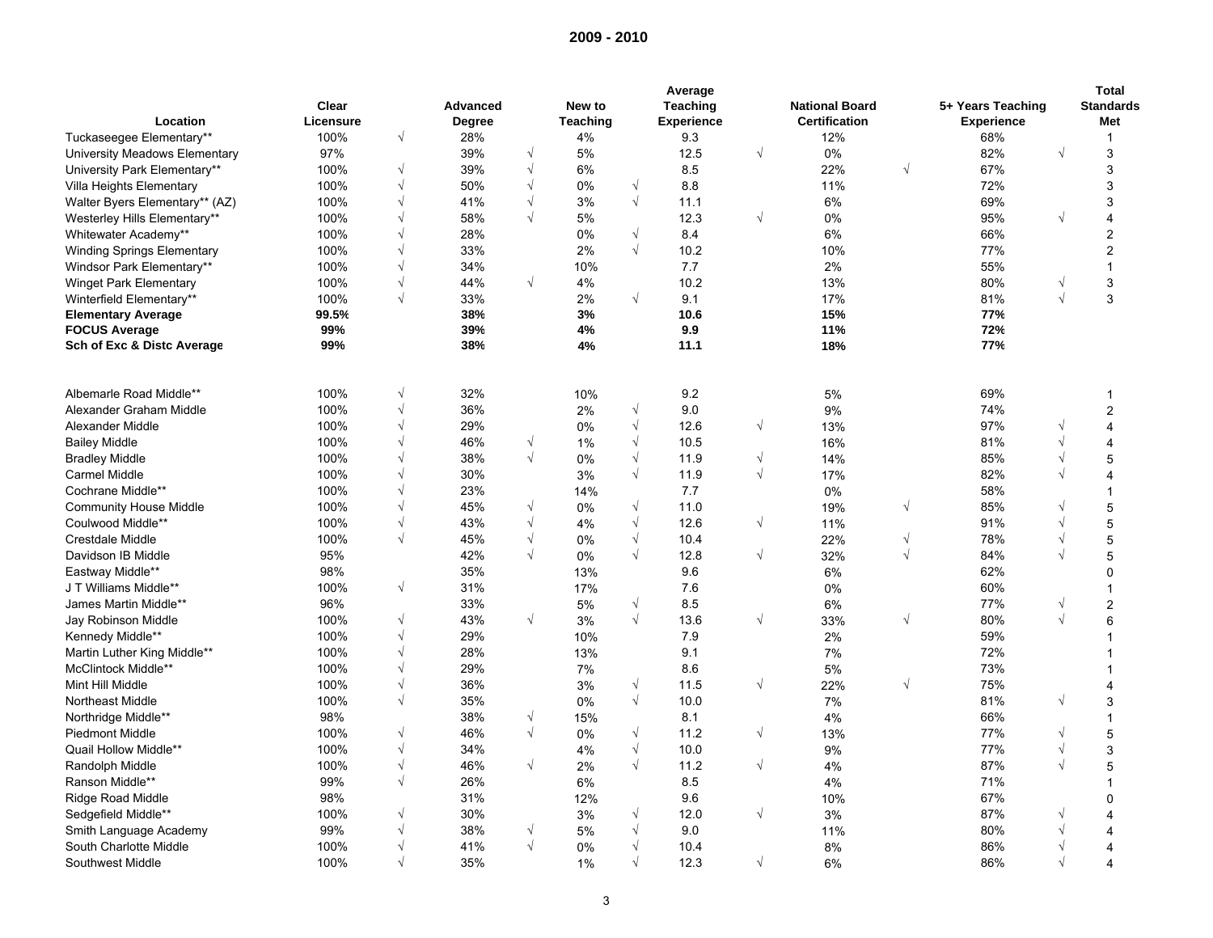## 2009 - 2010

| Location | Clear Licensure | | Advanced Degree | | New to Teaching | | Average Teaching Experience | | National Board Certification | | 5+ Years Teaching Experience | | Total Standards Met |
|---|---|---|---|---|---|---|---|---|---|---|---|---|---|
| Tuckaseegee Elementary** | 100% | √ | 28% | | 4% | | 9.3 | | 12% | | 68% | | 1 |
| University Meadows Elementary | 97% | | 39% | √ | 5% | | 12.5 | √ | 0% | | 82% | √ | 3 |
| University Park Elementary** | 100% | √ | 39% | √ | 6% | | 8.5 | | 22% | √ | 67% | | 3 |
| Villa Heights Elementary | 100% | √ | 50% | √ | 0% | √ | 8.8 | | 11% | | 72% | | 3 |
| Walter Byers Elementary** (AZ) | 100% | √ | 41% | √ | 3% | √ | 11.1 | | 6% | | 69% | | 3 |
| Westerley Hills Elementary** | 100% | √ | 58% | √ | 5% | | 12.3 | √ | 0% | | 95% | √ | 4 |
| Whitewater Academy** | 100% | √ | 28% | | 0% | √ | 8.4 | | 6% | | 66% | | 2 |
| Winding Springs Elementary | 100% | √ | 33% | | 2% | √ | 10.2 | | 10% | | 77% | | 2 |
| Windsor Park Elementary** | 100% | √ | 34% | | 10% | | 7.7 | | 2% | | 55% | | 1 |
| Winget Park Elementary | 100% | √ | 44% | √ | 4% | | 10.2 | | 13% | | 80% | √ | 3 |
| Winterfield Elementary** | 100% | √ | 33% | | 2% | √ | 9.1 | | 17% | | 81% | √ | 3 |
| **Elementary Average** | **99.5%** | | **38%** | | **3%** | | **10.6** | | **15%** | | **77%** | | |
| **FOCUS Average** | **99%** | | **39%** | | **4%** | | **9.9** | | **11%** | | **72%** | | |
| **Sch of Exc & Distc Average** | **99%** | | **38%** | | **4%** | | **11.1** | | **18%** | | **77%** | | |
| | | | | | | | | | | | | | |
| Albemarle Road Middle** | 100% | √ | 32% | | 10% | | 9.2 | | 5% | | 69% | | 1 |
| Alexander Graham Middle | 100% | √ | 36% | | 2% | √ | 9.0 | | 9% | | 74% | | 2 |
| Alexander Middle | 100% | √ | 29% | | 0% | √ | 12.6 | √ | 13% | | 97% | √ | 4 |
| Bailey Middle | 100% | √ | 46% | √ | 1% | √ | 10.5 | | 16% | | 81% | √ | 4 |
| Bradley Middle | 100% | √ | 38% | √ | 0% | √ | 11.9 | √ | 14% | | 85% | √ | 5 |
| Carmel Middle | 100% | √ | 30% | | 3% | √ | 11.9 | √ | 17% | | 82% | √ | 4 |
| Cochrane Middle** | 100% | √ | 23% | | 14% | | 7.7 | | 0% | | 58% | | 1 |
| Community House Middle | 100% | √ | 45% | √ | 0% | √ | 11.0 | | 19% | √ | 85% | √ | 5 |
| Coulwood Middle** | 100% | √ | 43% | √ | 4% | √ | 12.6 | √ | 11% | | 91% | √ | 5 |
| Crestdale Middle | 100% | √ | 45% | √ | 0% | √ | 10.4 | | 22% | √ | 78% | √ | 5 |
| Davidson IB Middle | 95% | | 42% | √ | 0% | √ | 12.8 | √ | 32% | √ | 84% | √ | 5 |
| Eastway Middle** | 98% | | 35% | | 13% | | 9.6 | | 6% | | 62% | | 0 |
| J T Williams Middle** | 100% | √ | 31% | | 17% | | 7.6 | | 0% | | 60% | | 1 |
| James Martin Middle** | 96% | | 33% | | 5% | √ | 8.5 | | 6% | | 77% | √ | 2 |
| Jay Robinson Middle | 100% | √ | 43% | √ | 3% | √ | 13.6 | √ | 33% | √ | 80% | √ | 6 |
| Kennedy Middle** | 100% | √ | 29% | | 10% | | 7.9 | | 2% | | 59% | | 1 |
| Martin Luther King Middle** | 100% | √ | 28% | | 13% | | 9.1 | | 7% | | 72% | | 1 |
| McClintock Middle** | 100% | √ | 29% | | 7% | | 8.6 | | 5% | | 73% | | 1 |
| Mint Hill Middle | 100% | √ | 36% | | 3% | √ | 11.5 | √ | 22% | √ | 75% | | 4 |
| Northeast Middle | 100% | √ | 35% | | 0% | √ | 10.0 | | 7% | | 81% | √ | 3 |
| Northridge Middle** | 98% | | 38% | √ | 15% | | 8.1 | | 4% | | 66% | | 1 |
| Piedmont Middle | 100% | √ | 46% | √ | 0% | √ | 11.2 | √ | 13% | | 77% | √ | 5 |
| Quail Hollow Middle** | 100% | √ | 34% | | 4% | √ | 10.0 | | 9% | | 77% | √ | 3 |
| Randolph Middle | 100% | √ | 46% | √ | 2% | √ | 11.2 | √ | 4% | | 87% | √ | 5 |
| Ranson Middle** | 99% | √ | 26% | | 6% | | 8.5 | | 4% | | 71% | | 1 |
| Ridge Road Middle | 98% | | 31% | | 12% | | 9.6 | | 10% | | 67% | | 0 |
| Sedgefield Middle** | 100% | √ | 30% | | 3% | √ | 12.0 | √ | 3% | | 87% | √ | 4 |
| Smith Language Academy | 99% | √ | 38% | √ | 5% | √ | 9.0 | | 11% | | 80% | √ | 4 |
| South Charlotte Middle | 100% | √ | 41% | √ | 0% | √ | 10.4 | | 8% | | 86% | √ | 4 |
| Southwest Middle | 100% | √ | 35% | | 1% | √ | 12.3 | √ | 6% | | 86% | √ | 4 |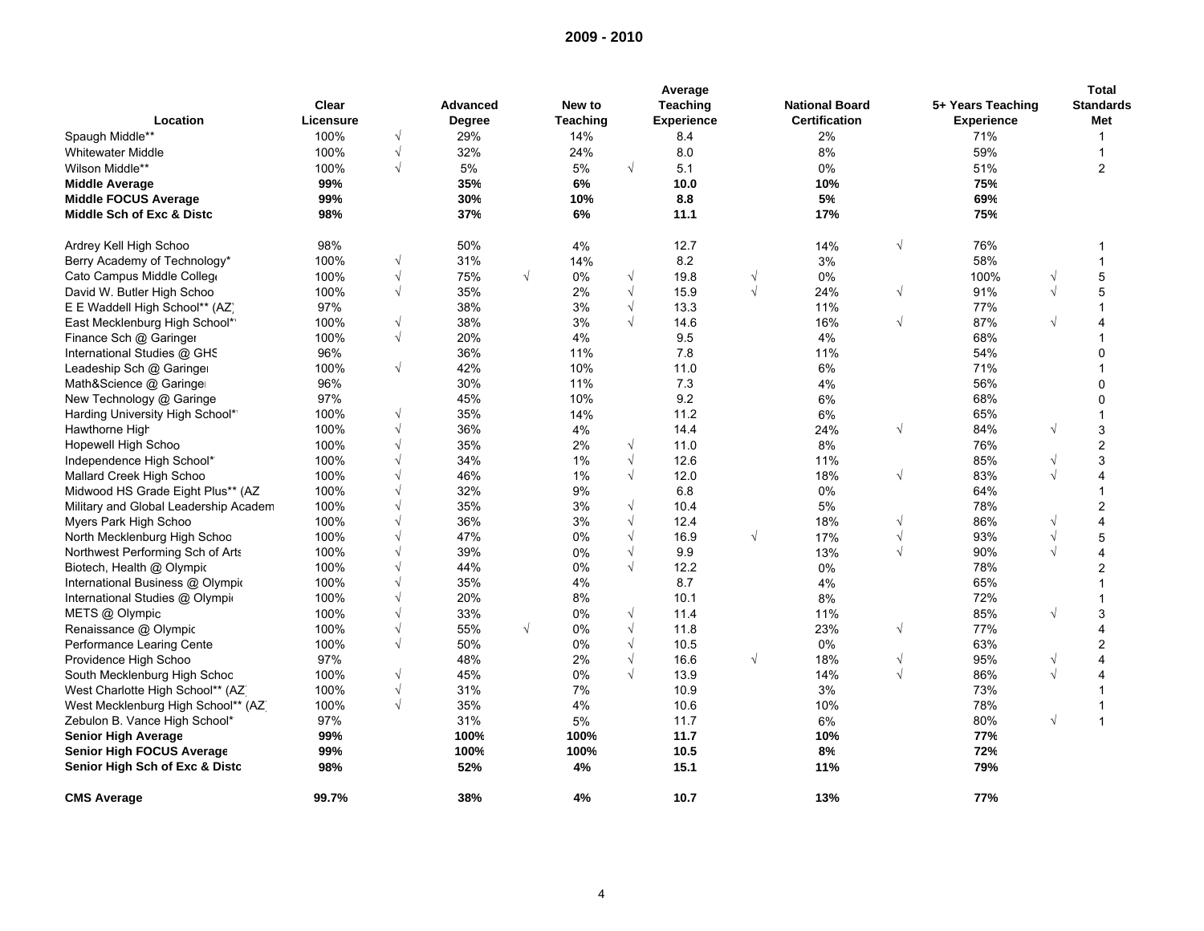# 2009 - 2010

| Location | Clear Licensure | | Advanced Degree | | New to Teaching | | Average Teaching Experience | | National Board Certification | | 5+ Years Teaching Experience | | Total Standards Met |
|---|---|---|---|---|---|---|---|---|---|---|---|---|---|
| Spaugh Middle** | 100% | √ | 29% | | 14% | | 8.4 | | 2% | | 71% | | 1 |
| Whitewater Middle | 100% | √ | 32% | | 24% | | 8.0 | | 8% | | 59% | | 1 |
| Wilson Middle** | 100% | √ | 5% | | 5% | √ | 5.1 | | 0% | | 51% | | 2 |
| **Middle Average** | **99%** | | **35%** | | **6%** | | **10.0** | | **10%** | | **75%** | | |
| **Middle FOCUS Average** | **99%** | | **30%** | | **10%** | | **8.8** | | **5%** | | **69%** | | |
| **Middle Sch of Exc & Distc** | **98%** | | **37%** | | **6%** | | **11.1** | | **17%** | | **75%** | | |
| | | | | | | | | | | | | | |
| Ardrey Kell High Schoo | 98% | | 50% | | 4% | | 12.7 | | 14% | √ | 76% | | 1 |
| Berry Academy of Technology* | 100% | √ | 31% | | 14% | | 8.2 | | 3% | | 58% | | 1 |
| Cato Campus Middle College | 100% | √ | 75% | √ | 0% | √ | 19.8 | √ | 0% | | 100% | √ | 5 |
| David W. Butler High Schoo | 100% | √ | 35% | | 2% | √ | 15.9 | √ | 24% | √ | 91% | √ | 5 |
| E E Waddell High School** (AZ) | 97% | | 38% | | 3% | √ | 13.3 | | 11% | | 77% | | 1 |
| East Mecklenburg High School** | 100% | √ | 38% | | 3% | √ | 14.6 | | 16% | √ | 87% | √ | 4 |
| Finance Sch @ Garinger | 100% | √ | 20% | | 4% | | 9.5 | | 4% | | 68% | | 1 |
| International Studies @ GHS | 96% | | 36% | | 11% | | 7.8 | | 11% | | 54% | | 0 |
| Leadeship Sch @ Garinger | 100% | √ | 42% | | 10% | | 11.0 | | 6% | | 71% | | 1 |
| Math&Science @ Garinger | 96% | | 30% | | 11% | | 7.3 | | 4% | | 56% | | 0 |
| New Technology @ Garinge | 97% | | 45% | | 10% | | 9.2 | | 6% | | 68% | | 0 |
| Harding University High School** | 100% | √ | 35% | | 14% | | 11.2 | | 6% | | 65% | | 1 |
| Hawthorne High | 100% | √ | 36% | | 4% | | 14.4 | | 24% | √ | 84% | √ | 3 |
| Hopewell High Schoo | 100% | √ | 35% | | 2% | √ | 11.0 | | 8% | | 76% | | 2 |
| Independence High School** | 100% | √ | 34% | | 1% | √ | 12.6 | | 11% | | 85% | √ | 3 |
| Mallard Creek High Schoo | 100% | √ | 46% | | 1% | √ | 12.0 | | 18% | √ | 83% | √ | 4 |
| Midwood HS Grade Eight Plus** (AZ | 100% | √ | 32% | | 9% | | 6.8 | | 0% | | 64% | | 1 |
| Military and Global Leadership Academ | 100% | √ | 35% | | 3% | √ | 10.4 | | 5% | | 78% | | 2 |
| Myers Park High Schoo | 100% | √ | 36% | | 3% | √ | 12.4 | | 18% | √ | 86% | √ | 4 |
| North Mecklenburg High Schoo | 100% | √ | 47% | | 0% | √ | 16.9 | √ | 17% | √ | 93% | √ | 5 |
| Northwest Performing Sch of Arts | 100% | √ | 39% | | 0% | √ | 9.9 | | 13% | √ | 90% | √ | 4 |
| Biotech, Health @ Olympic | 100% | √ | 44% | | 0% | √ | 12.2 | | 0% | | 78% | | 2 |
| International Business @ Olympic | 100% | √ | 35% | | 4% | | 8.7 | | 4% | | 65% | | 1 |
| International Studies @ Olympic | 100% | √ | 20% | | 8% | | 10.1 | | 8% | | 72% | | 1 |
| METS @ Olympic | 100% | √ | 33% | | 0% | √ | 11.4 | | 11% | | 85% | √ | 3 |
| Renaissance @ Olympic | 100% | √ | 55% | √ | 0% | √ | 11.8 | | 23% | √ | 77% | | 4 |
| Performance Learing Cente | 100% | √ | 50% | | 0% | √ | 10.5 | | 0% | | 63% | | 2 |
| Providence High Schoo | 97% | | 48% | | 2% | √ | 16.6 | √ | 18% | √ | 95% | √ | 4 |
| South Mecklenburg High Schoo | 100% | √ | 45% | | 0% | √ | 13.9 | | 14% | √ | 86% | √ | 4 |
| West Charlotte High School** (AZ) | 100% | √ | 31% | | 7% | | 10.9 | | 3% | | 73% | | 1 |
| West Mecklenburg High School** (AZ) | 100% | √ | 35% | | 4% | | 10.6 | | 10% | | 78% | | 1 |
| Zebulon B. Vance High School** | 97% | | 31% | | 5% | | 11.7 | | 6% | | 80% | √ | 1 |
| **Senior High Average** | **99%** | | **100%** | | **100%** | | **11.7** | | **10%** | | **77%** | | |
| **Senior High FOCUS Average** | **99%** | | **100%** | | **100%** | | **10.5** | | **8%** | | **72%** | | |
| **Senior High Sch of Exc & Distc** | **98%** | | **52%** | | **4%** | | **15.1** | | **11%** | | **79%** | | |
| | | | | | | | | | | | | | |
| **CMS Average** | **99.7%** | | **38%** | | **4%** | | **10.7** | | **13%** | | **77%** | | |